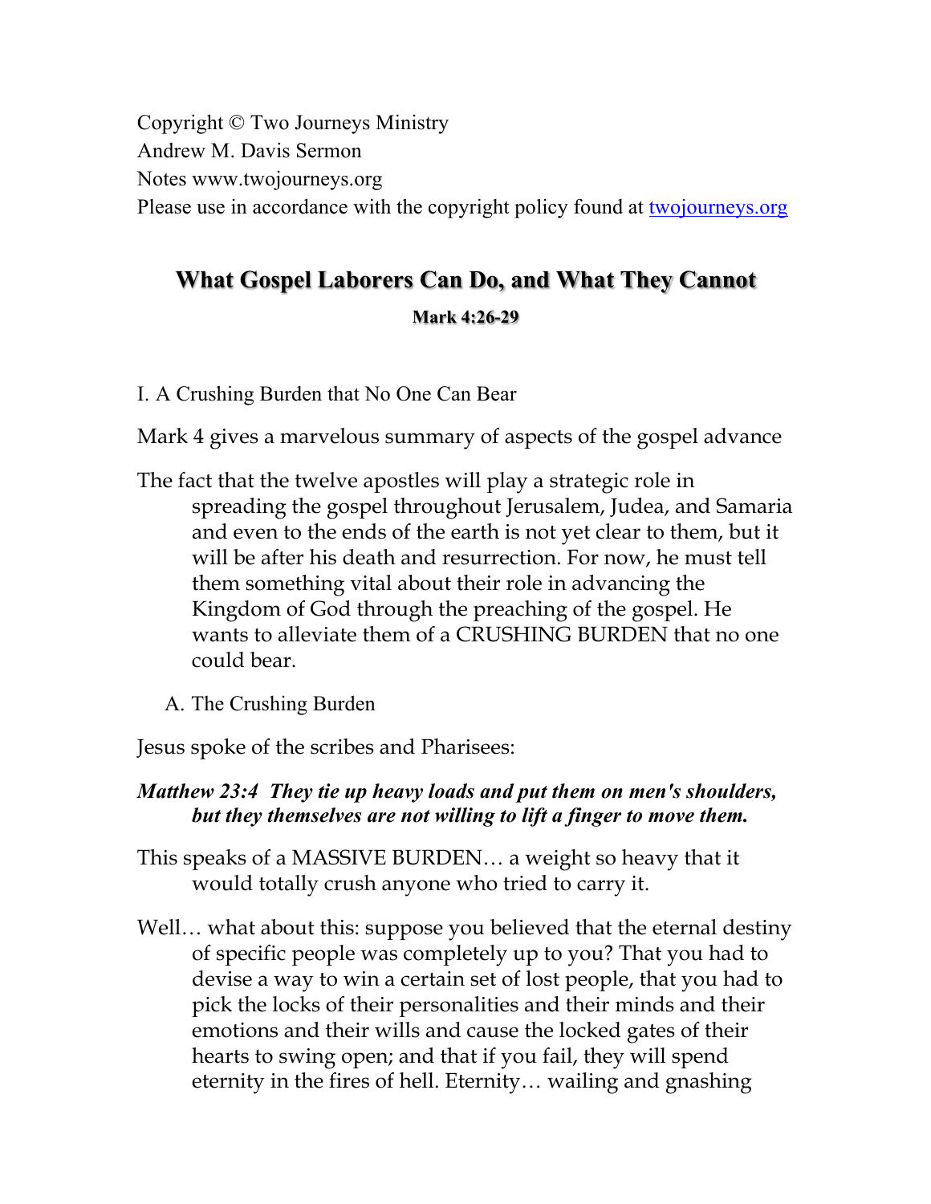Copyright © Two Journeys Ministry
Andrew M. Davis Sermon
Notes www.twojourneys.org
Please use in accordance with the copyright policy found at [twojourneys.org](http://twojourneys.org)

# What Gospel Laborers Can Do, and What They Cannot

**Mark 4:26-29**

## I. A Crushing Burden that No One Can Bear

Mark 4 gives a marvelous summary of aspects of the gospel advance

The fact that the twelve apostles will play a strategic role in spreading the gospel throughout Jerusalem, Judea, and Samaria and even to the ends of the earth is not yet clear to them, but it will be after his death and resurrection. For now, he must tell them something vital about their role in advancing the Kingdom of God through the preaching of the gospel. He wants to alleviate them of a CRUSHING BURDEN that no one could bear.

### A. The Crushing Burden

Jesus spoke of the scribes and Pharisees:

***Matthew 23:4 They tie up heavy loads and put them on men's shoulders, but they themselves are not willing to lift a finger to move them.***

This speaks of a MASSIVE BURDEN… a weight so heavy that it would totally crush anyone who tried to carry it.

Well… what about this: suppose you believed that the eternal destiny of specific people was completely up to you? That you had to devise a way to win a certain set of lost people, that you had to pick the locks of their personalities and their minds and their emotions and their wills and cause the locked gates of their hearts to swing open; and that if you fail, they will spend eternity in the fires of hell. Eternity… wailing and gnashing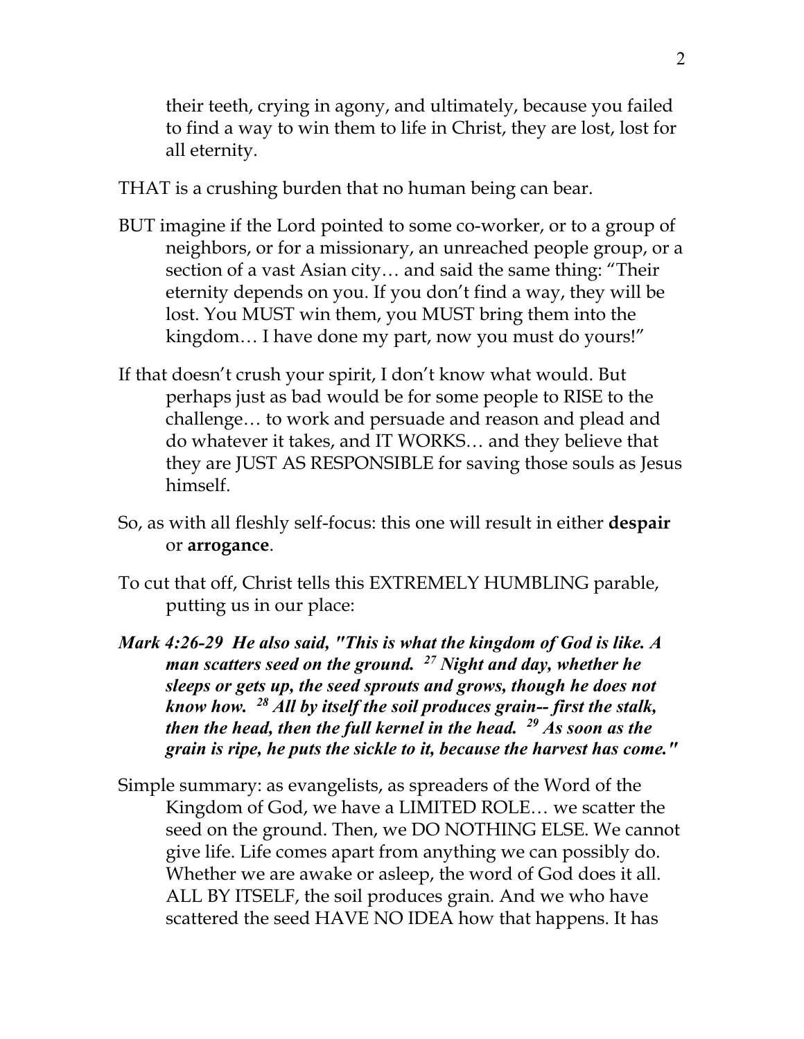their teeth, crying in agony, and ultimately, because you failed to find a way to win them to life in Christ, they are lost, lost for all eternity.

THAT is a crushing burden that no human being can bear.

BUT imagine if the Lord pointed to some co-worker, or to a group of neighbors, or for a missionary, an unreached people group, or a section of a vast Asian city… and said the same thing: "Their eternity depends on you. If you don't find a way, they will be lost. You MUST win them, you MUST bring them into the kingdom… I have done my part, now you must do yours!"

If that doesn't crush your spirit, I don't know what would. But perhaps just as bad would be for some people to RISE to the challenge… to work and persuade and reason and plead and do whatever it takes, and IT WORKS… and they believe that they are JUST AS RESPONSIBLE for saving those souls as Jesus himself.

So, as with all fleshly self-focus: this one will result in either **despair** or **arrogance**.

To cut that off, Christ tells this EXTREMELY HUMBLING parable, putting us in our place:

***Mark 4:26-29 He also said, "This is what the kingdom of God is like. A man scatters seed on the ground. 27 Night and day, whether he sleeps or gets up, the seed sprouts and grows, though he does not know how. 28 All by itself the soil produces grain-- first the stalk, then the head, then the full kernel in the head. 29 As soon as the grain is ripe, he puts the sickle to it, because the harvest has come."***

Simple summary: as evangelists, as spreaders of the Word of the Kingdom of God, we have a LIMITED ROLE… we scatter the seed on the ground. Then, we DO NOTHING ELSE. We cannot give life. Life comes apart from anything we can possibly do. Whether we are awake or asleep, the word of God does it all. ALL BY ITSELF, the soil produces grain. And we who have scattered the seed HAVE NO IDEA how that happens. It has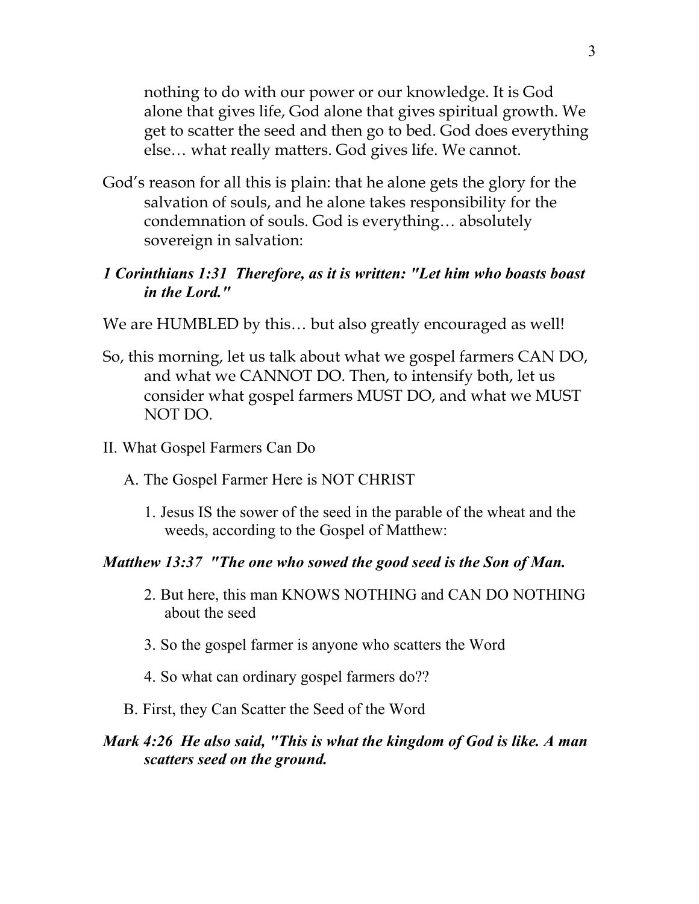nothing to do with our power or our knowledge. It is God alone that gives life, God alone that gives spiritual growth. We get to scatter the seed and then go to bed. God does everything else… what really matters. God gives life. We cannot.

God's reason for all this is plain: that he alone gets the glory for the salvation of souls, and he alone takes responsibility for the condemnation of souls. God is everything… absolutely sovereign in salvation:

***1 Corinthians 1:31 Therefore, as it is written: "Let him who boasts boast in the Lord."***

We are HUMBLED by this… but also greatly encouraged as well!

So, this morning, let us talk about what we gospel farmers CAN DO, and what we CANNOT DO. Then, to intensify both, let us consider what gospel farmers MUST DO, and what we MUST NOT DO.

II. What Gospel Farmers Can Do

A. The Gospel Farmer Here is NOT CHRIST

1. Jesus IS the sower of the seed in the parable of the wheat and the weeds, according to the Gospel of Matthew:

***Matthew 13:37 "The one who sowed the good seed is the Son of Man.***

2. But here, this man KNOWS NOTHING and CAN DO NOTHING about the seed

3. So the gospel farmer is anyone who scatters the Word

4. So what can ordinary gospel farmers do??

B. First, they Can Scatter the Seed of the Word

***Mark 4:26 He also said, "This is what the kingdom of God is like. A man scatters seed on the ground.***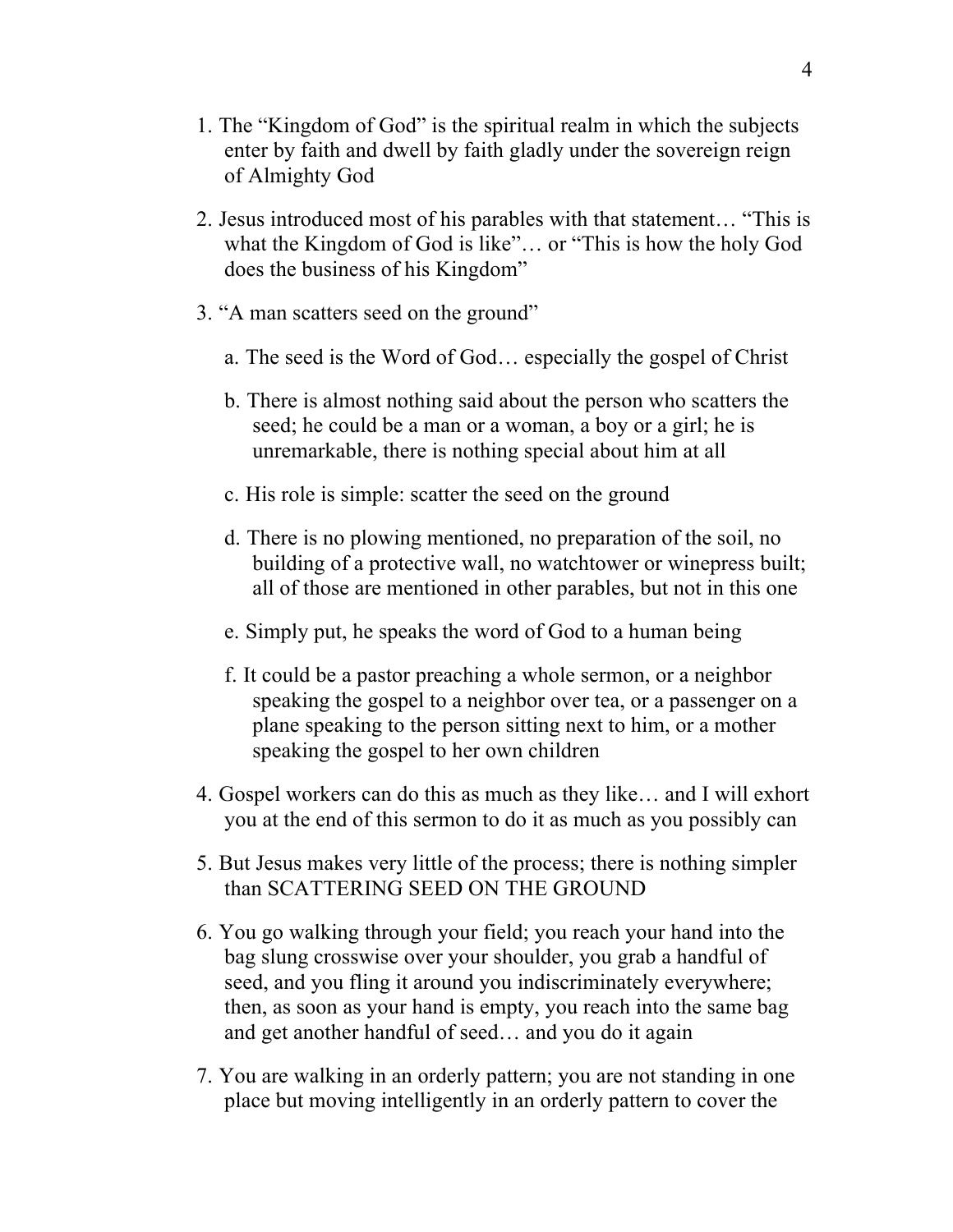1. The "Kingdom of God" is the spiritual realm in which the subjects enter by faith and dwell by faith gladly under the sovereign reign of Almighty God

2. Jesus introduced most of his parables with that statement… "This is what the Kingdom of God is like"… or "This is how the holy God does the business of his Kingdom"

3. "A man scatters seed on the ground"

   a. The seed is the Word of God… especially the gospel of Christ

   b. There is almost nothing said about the person who scatters the seed; he could be a man or a woman, a boy or a girl; he is unremarkable, there is nothing special about him at all

   c. His role is simple: scatter the seed on the ground

   d. There is no plowing mentioned, no preparation of the soil, no building of a protective wall, no watchtower or winepress built; all of those are mentioned in other parables, but not in this one

   e. Simply put, he speaks the word of God to a human being

   f. It could be a pastor preaching a whole sermon, or a neighbor speaking the gospel to a neighbor over tea, or a passenger on a plane speaking to the person sitting next to him, or a mother speaking the gospel to her own children

4. Gospel workers can do this as much as they like… and I will exhort you at the end of this sermon to do it as much as you possibly can

5. But Jesus makes very little of the process; there is nothing simpler than SCATTERING SEED ON THE GROUND

6. You go walking through your field; you reach your hand into the bag slung crosswise over your shoulder, you grab a handful of seed, and you fling it around you indiscriminately everywhere; then, as soon as your hand is empty, you reach into the same bag and get another handful of seed… and you do it again

7. You are walking in an orderly pattern; you are not standing in one place but moving intelligently in an orderly pattern to cover the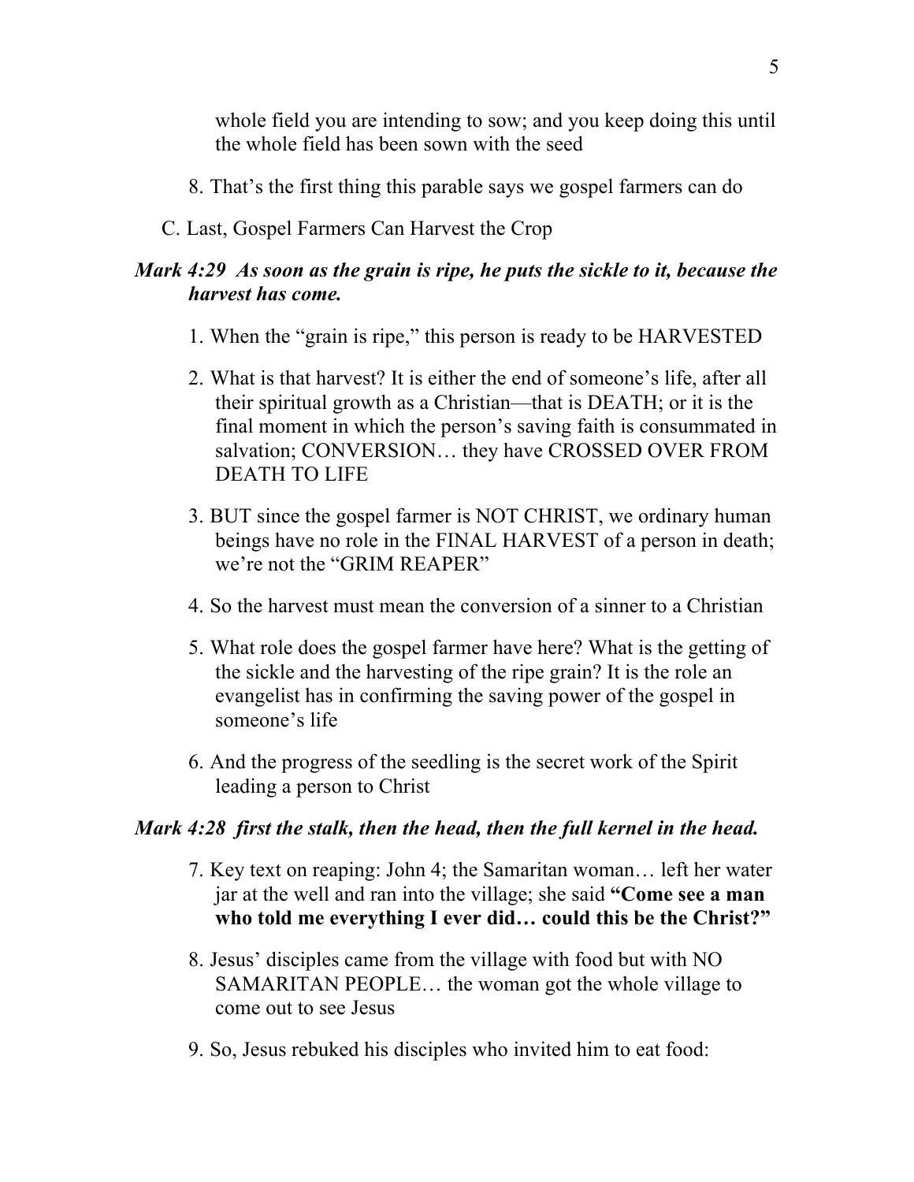whole field you are intending to sow; and you keep doing this until the whole field has been sown with the seed

8. That's the first thing this parable says we gospel farmers can do

C. Last, Gospel Farmers Can Harvest the Crop

***Mark 4:29 As soon as the grain is ripe, he puts the sickle to it, because the harvest has come.***

1. When the "grain is ripe," this person is ready to be HARVESTED

2. What is that harvest? It is either the end of someone's life, after all their spiritual growth as a Christian—that is DEATH; or it is the final moment in which the person's saving faith is consummated in salvation; CONVERSION… they have CROSSED OVER FROM DEATH TO LIFE

3. BUT since the gospel farmer is NOT CHRIST, we ordinary human beings have no role in the FINAL HARVEST of a person in death; we're not the "GRIM REAPER"

4. So the harvest must mean the conversion of a sinner to a Christian

5. What role does the gospel farmer have here? What is the getting of the sickle and the harvesting of the ripe grain? It is the role an evangelist has in confirming the saving power of the gospel in someone's life

6. And the progress of the seedling is the secret work of the Spirit leading a person to Christ

***Mark 4:28 first the stalk, then the head, then the full kernel in the head.***

7. Key text on reaping: John 4; the Samaritan woman… left her water jar at the well and ran into the village; she said **"Come see a man who told me everything I ever did… could this be the Christ?"**

8. Jesus' disciples came from the village with food but with NO SAMARITAN PEOPLE… the woman got the whole village to come out to see Jesus

9. So, Jesus rebuked his disciples who invited him to eat food: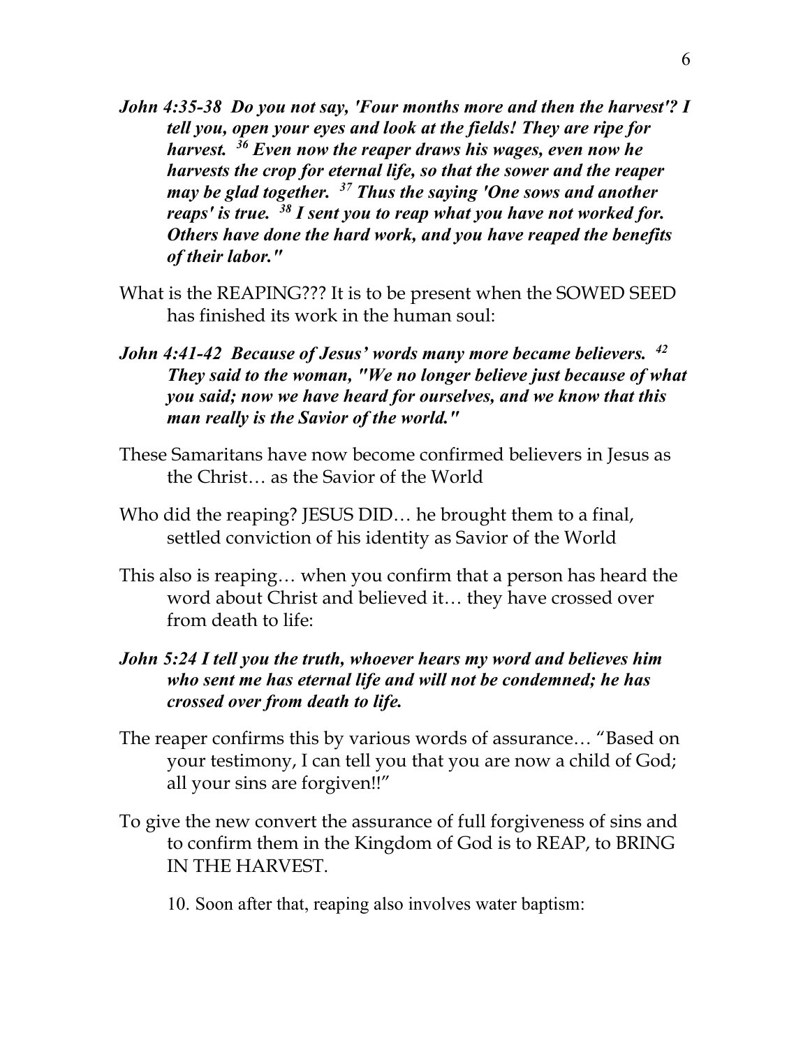***John 4:35-38 Do you not say, 'Four months more and then the harvest'? I tell you, open your eyes and look at the fields! They are ripe for harvest. [36] Even now the reaper draws his wages, even now he harvests the crop for eternal life, so that the sower and the reaper may be glad together. [37] Thus the saying 'One sows and another reaps' is true. [38] I sent you to reap what you have not worked for. Others have done the hard work, and you have reaped the benefits of their labor."***

What is the REAPING??? It is to be present when the SOWED SEED has finished its work in the human soul:

***John 4:41-42 Because of Jesus' words many more became believers. [42] They said to the woman, "We no longer believe just because of what you said; now we have heard for ourselves, and we know that this man really is the Savior of the world."***

These Samaritans have now become confirmed believers in Jesus as the Christ… as the Savior of the World

Who did the reaping? JESUS DID… he brought them to a final, settled conviction of his identity as Savior of the World

This also is reaping… when you confirm that a person has heard the word about Christ and believed it… they have crossed over from death to life:

***John 5:24 I tell you the truth, whoever hears my word and believes him who sent me has eternal life and will not be condemned; he has crossed over from death to life.***

The reaper confirms this by various words of assurance… "Based on your testimony, I can tell you that you are now a child of God; all your sins are forgiven!!"

To give the new convert the assurance of full forgiveness of sins and to confirm them in the Kingdom of God is to REAP, to BRING IN THE HARVEST.

10. Soon after that, reaping also involves water baptism: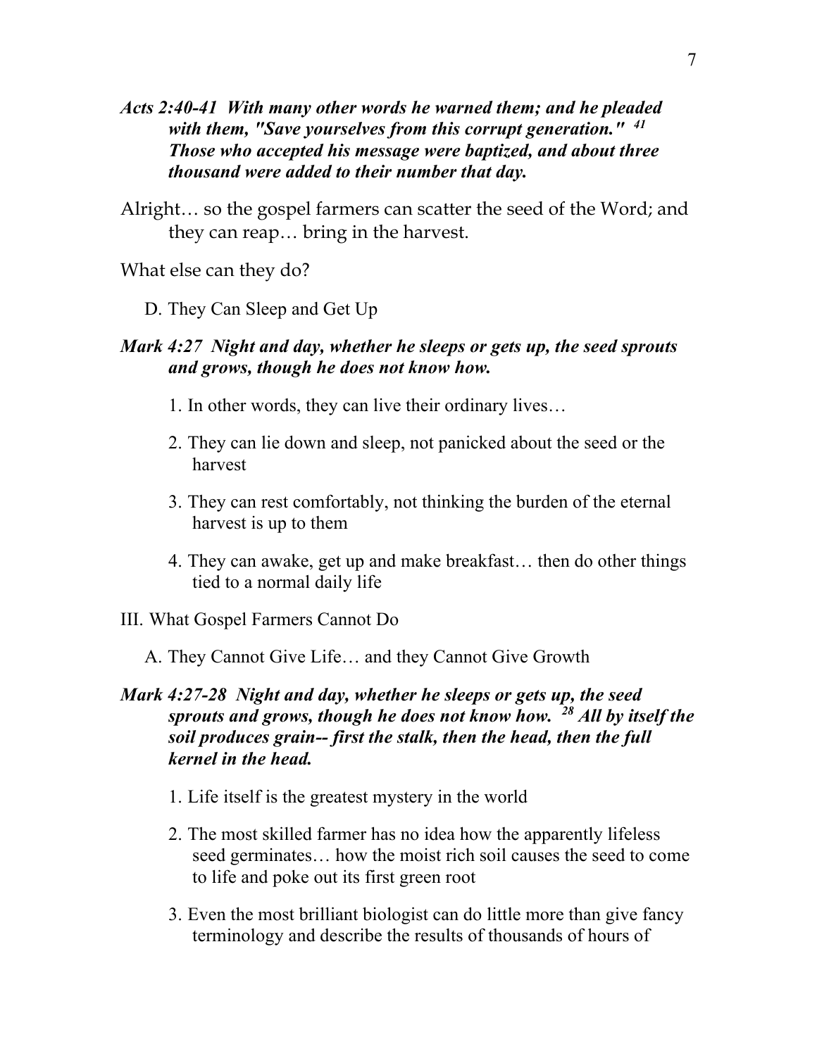***Acts 2:40-41 With many other words he warned them; and he pleaded with them, "Save yourselves from this corrupt generation." [41] Those who accepted his message were baptized, and about three thousand were added to their number that day.***

Alright… so the gospel farmers can scatter the seed of the Word; and they can reap… bring in the harvest.

What else can they do?

D. They Can Sleep and Get Up

***Mark 4:27 Night and day, whether he sleeps or gets up, the seed sprouts and grows, though he does not know how.***

1. In other words, they can live their ordinary lives…
2. They can lie down and sleep, not panicked about the seed or the harvest
3. They can rest comfortably, not thinking the burden of the eternal harvest is up to them
4. They can awake, get up and make breakfast… then do other things tied to a normal daily life

III. What Gospel Farmers Cannot Do

A. They Cannot Give Life… and they Cannot Give Growth

***Mark 4:27-28 Night and day, whether he sleeps or gets up, the seed sprouts and grows, though he does not know how. [28] All by itself the soil produces grain-- first the stalk, then the head, then the full kernel in the head.***

1. Life itself is the greatest mystery in the world
2. The most skilled farmer has no idea how the apparently lifeless seed germinates… how the moist rich soil causes the seed to come to life and poke out its first green root
3. Even the most brilliant biologist can do little more than give fancy terminology and describe the results of thousands of hours of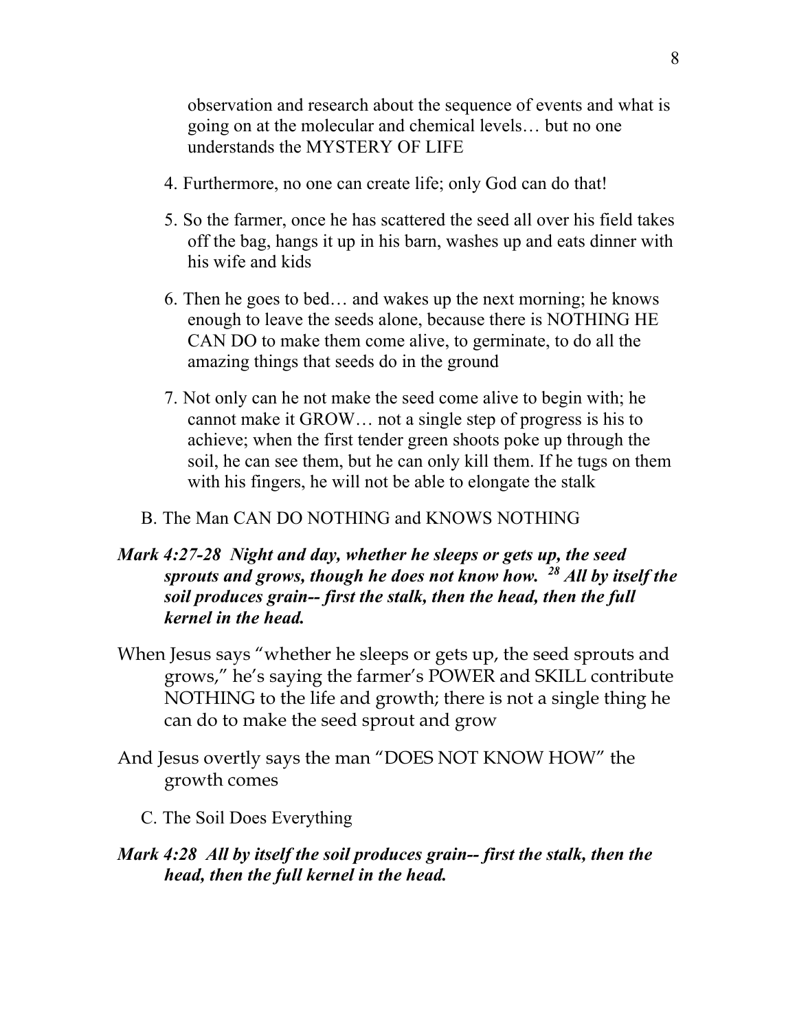observation and research about the sequence of events and what is going on at the molecular and chemical levels… but no one understands the MYSTERY OF LIFE

4. Furthermore, no one can create life; only God can do that!

5. So the farmer, once he has scattered the seed all over his field takes off the bag, hangs it up in his barn, washes up and eats dinner with his wife and kids

6. Then he goes to bed… and wakes up the next morning; he knows enough to leave the seeds alone, because there is NOTHING HE CAN DO to make them come alive, to germinate, to do all the amazing things that seeds do in the ground

7. Not only can he not make the seed come alive to begin with; he cannot make it GROW… not a single step of progress is his to achieve; when the first tender green shoots poke up through the soil, he can see them, but he can only kill them. If he tugs on them with his fingers, he will not be able to elongate the stalk

B. The Man CAN DO NOTHING and KNOWS NOTHING

***Mark 4:27-28  Night and day, whether he sleeps or gets up, the seed sprouts and grows, though he does not know how. [28] All by itself the soil produces grain-- first the stalk, then the head, then the full kernel in the head.***

When Jesus says "whether he sleeps or gets up, the seed sprouts and grows," he's saying the farmer's POWER and SKILL contribute NOTHING to the life and growth; there is not a single thing he can do to make the seed sprout and grow

And Jesus overtly says the man "DOES NOT KNOW HOW" the growth comes

C. The Soil Does Everything

***Mark 4:28  All by itself the soil produces grain-- first the stalk, then the head, then the full kernel in the head.***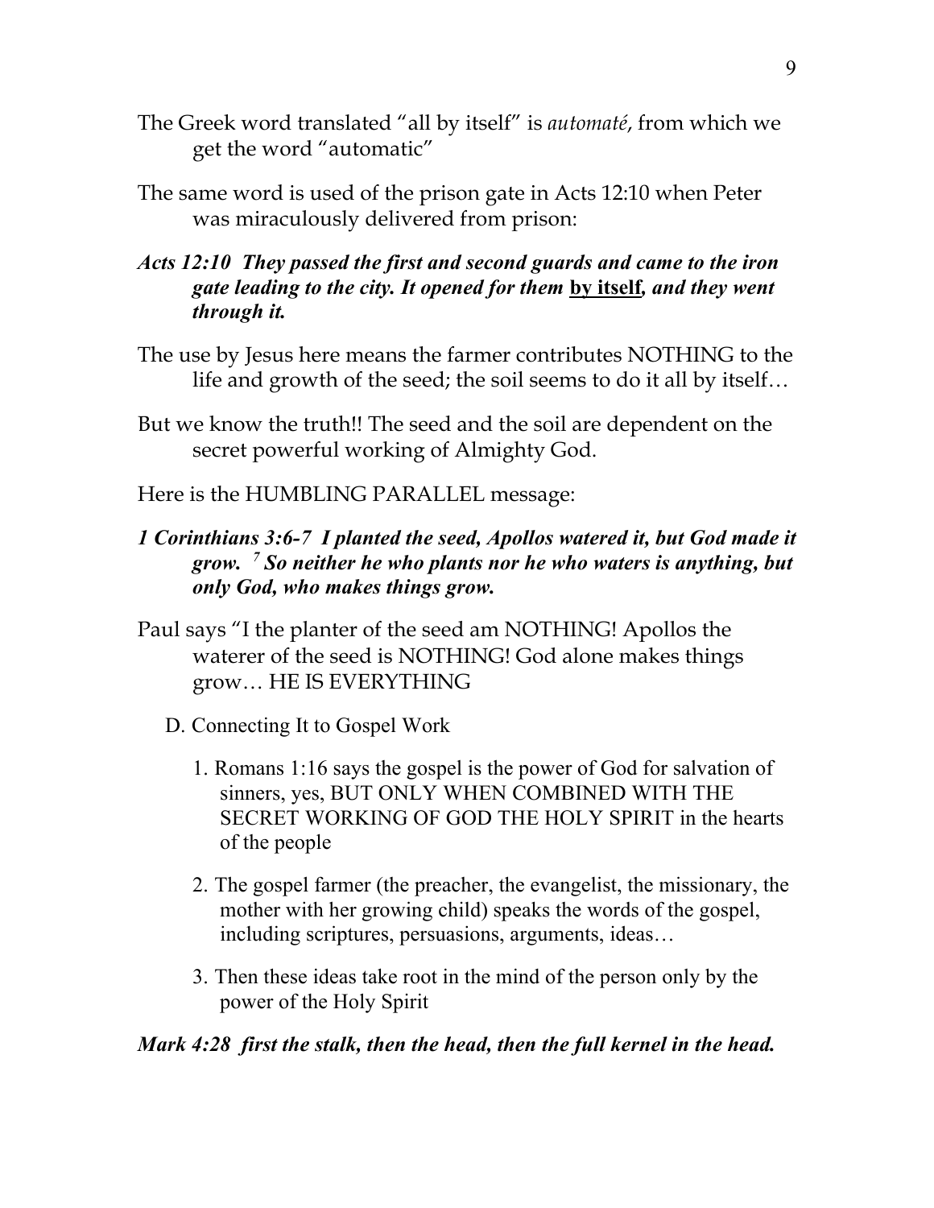The Greek word translated "all by itself" is *automaté*, from which we get the word "automatic"

The same word is used of the prison gate in Acts 12:10 when Peter was miraculously delivered from prison:

***Acts 12:10 They passed the first and second guards and came to the iron gate leading to the city. It opened for them <u>by itself</u>, and they went through it.***

The use by Jesus here means the farmer contributes NOTHING to the life and growth of the seed; the soil seems to do it all by itself…

But we know the truth!! The seed and the soil are dependent on the secret powerful working of Almighty God.

Here is the HUMBLING PARALLEL message:

***1 Corinthians 3:6-7 I planted the seed, Apollos watered it, but God made it grow. [7] So neither he who plants nor he who waters is anything, but only God, who makes things grow.***

Paul says "I the planter of the seed am NOTHING! Apollos the waterer of the seed is NOTHING! God alone makes things grow… HE IS EVERYTHING

D. Connecting It to Gospel Work

1. Romans 1:16 says the gospel is the power of God for salvation of sinners, yes, BUT ONLY WHEN COMBINED WITH THE SECRET WORKING OF GOD THE HOLY SPIRIT in the hearts of the people
2. The gospel farmer (the preacher, the evangelist, the missionary, the mother with her growing child) speaks the words of the gospel, including scriptures, persuasions, arguments, ideas…
3. Then these ideas take root in the mind of the person only by the power of the Holy Spirit

***Mark 4:28 first the stalk, then the head, then the full kernel in the head.***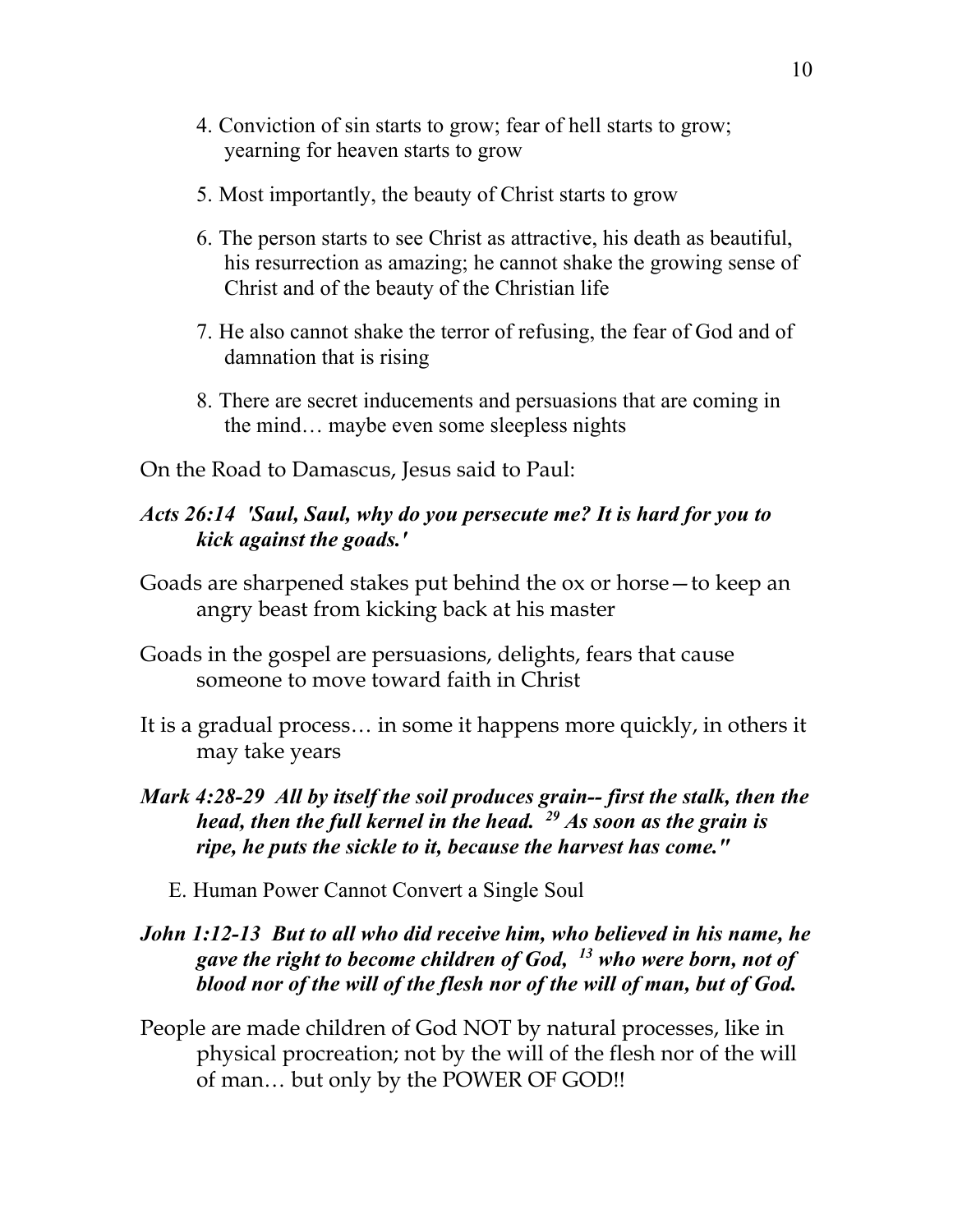4. Conviction of sin starts to grow; fear of hell starts to grow; yearning for heaven starts to grow

5. Most importantly, the beauty of Christ starts to grow

6. The person starts to see Christ as attractive, his death as beautiful, his resurrection as amazing; he cannot shake the growing sense of Christ and of the beauty of the Christian life

7. He also cannot shake the terror of refusing, the fear of God and of damnation that is rising

8. There are secret inducements and persuasions that are coming in the mind… maybe even some sleepless nights

On the Road to Damascus, Jesus said to Paul:

***Acts 26:14 'Saul, Saul, why do you persecute me? It is hard for you to kick against the goads.'***

Goads are sharpened stakes put behind the ox or horse—to keep an angry beast from kicking back at his master

Goads in the gospel are persuasions, delights, fears that cause someone to move toward faith in Christ

It is a gradual process… in some it happens more quickly, in others it may take years

***Mark 4:28-29 All by itself the soil produces grain-- first the stalk, then the head, then the full kernel in the head. [29] As soon as the grain is ripe, he puts the sickle to it, because the harvest has come."***

E. Human Power Cannot Convert a Single Soul

***John 1:12-13 But to all who did receive him, who believed in his name, he gave the right to become children of God, [13] who were born, not of blood nor of the will of the flesh nor of the will of man, but of God.***

People are made children of God NOT by natural processes, like in physical procreation; not by the will of the flesh nor of the will of man… but only by the POWER OF GOD!!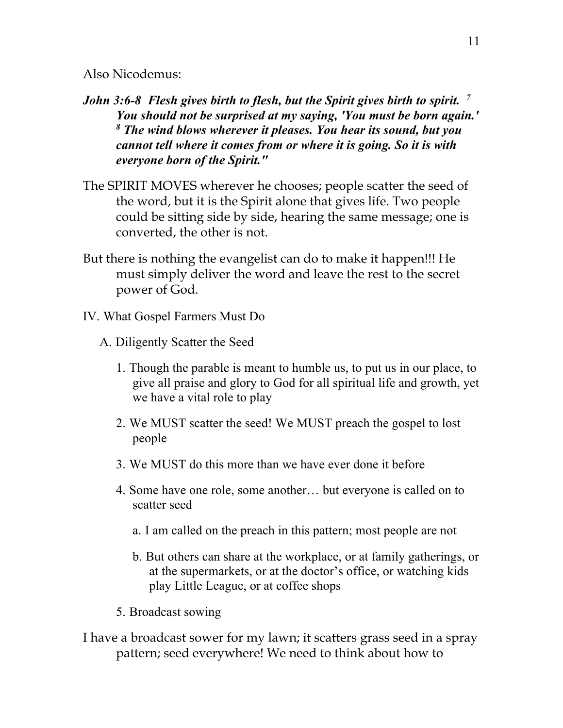Also Nicodemus:

***John 3:6-8  Flesh gives birth to flesh, but the Spirit gives birth to spirit. [7] You should not be surprised at my saying, 'You must be born again.' [8] The wind blows wherever it pleases. You hear its sound, but you cannot tell where it comes from or where it is going. So it is with everyone born of the Spirit."***

The SPIRIT MOVES wherever he chooses; people scatter the seed of the word, but it is the Spirit alone that gives life. Two people could be sitting side by side, hearing the same message; one is converted, the other is not.

But there is nothing the evangelist can do to make it happen!!! He must simply deliver the word and leave the rest to the secret power of God.

IV. What Gospel Farmers Must Do

A. Diligently Scatter the Seed

1. Though the parable is meant to humble us, to put us in our place, to give all praise and glory to God for all spiritual life and growth, yet we have a vital role to play

2. We MUST scatter the seed! We MUST preach the gospel to lost people

3. We MUST do this more than we have ever done it before

4. Some have one role, some another… but everyone is called on to scatter seed

   a. I am called on the preach in this pattern; most people are not

   b. But others can share at the workplace, or at family gatherings, or at the supermarkets, or at the doctor's office, or watching kids play Little League, or at coffee shops

5. Broadcast sowing

I have a broadcast sower for my lawn; it scatters grass seed in a spray pattern; seed everywhere! We need to think about how to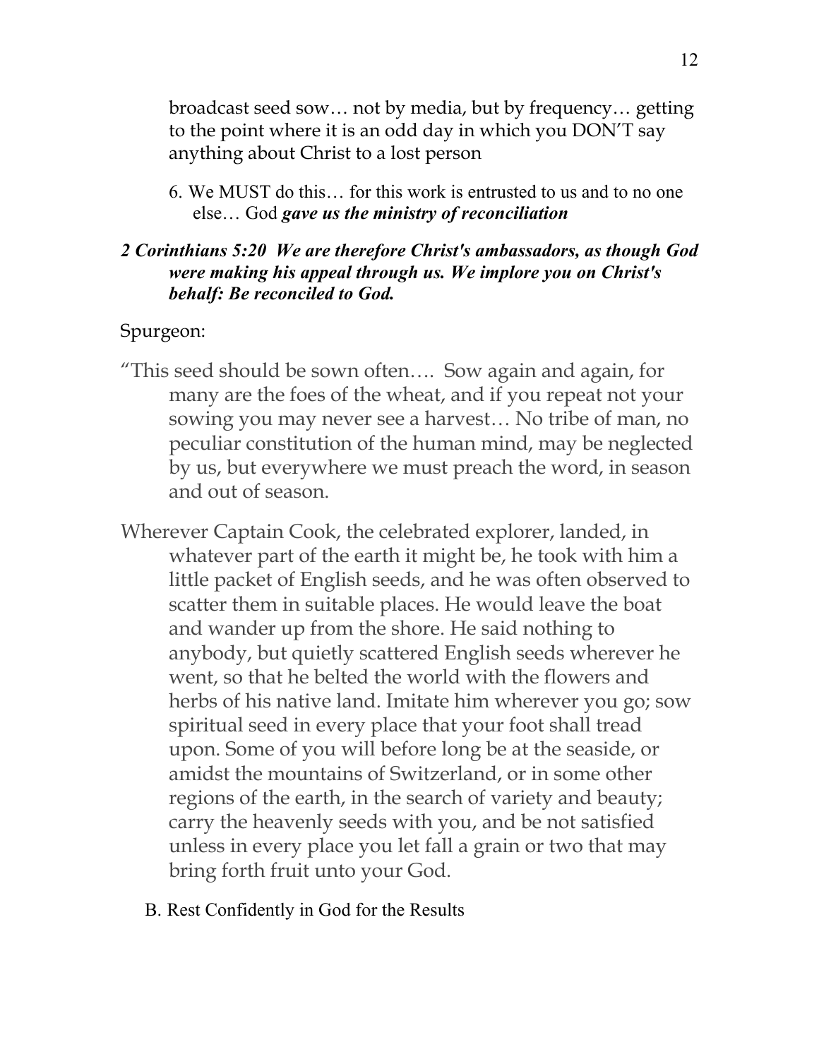broadcast seed sow… not by media, but by frequency… getting to the point where it is an odd day in which you DON'T say anything about Christ to a lost person

6. We MUST do this… for this work is entrusted to us and to no one else… God ***gave us the ministry of reconciliation***

***2 Corinthians 5:20 We are therefore Christ's ambassadors, as though God were making his appeal through us. We implore you on Christ's behalf: Be reconciled to God.***

Spurgeon:

"This seed should be sown often…. Sow again and again, for many are the foes of the wheat, and if you repeat not your sowing you may never see a harvest… No tribe of man, no peculiar constitution of the human mind, may be neglected by us, but everywhere we must preach the word, in season and out of season.

Wherever Captain Cook, the celebrated explorer, landed, in whatever part of the earth it might be, he took with him a little packet of English seeds, and he was often observed to scatter them in suitable places. He would leave the boat and wander up from the shore. He said nothing to anybody, but quietly scattered English seeds wherever he went, so that he belted the world with the flowers and herbs of his native land. Imitate him wherever you go; sow spiritual seed in every place that your foot shall tread upon. Some of you will before long be at the seaside, or amidst the mountains of Switzerland, or in some other regions of the earth, in the search of variety and beauty; carry the heavenly seeds with you, and be not satisfied unless in every place you let fall a grain or two that may bring forth fruit unto your God.

B. Rest Confidently in God for the Results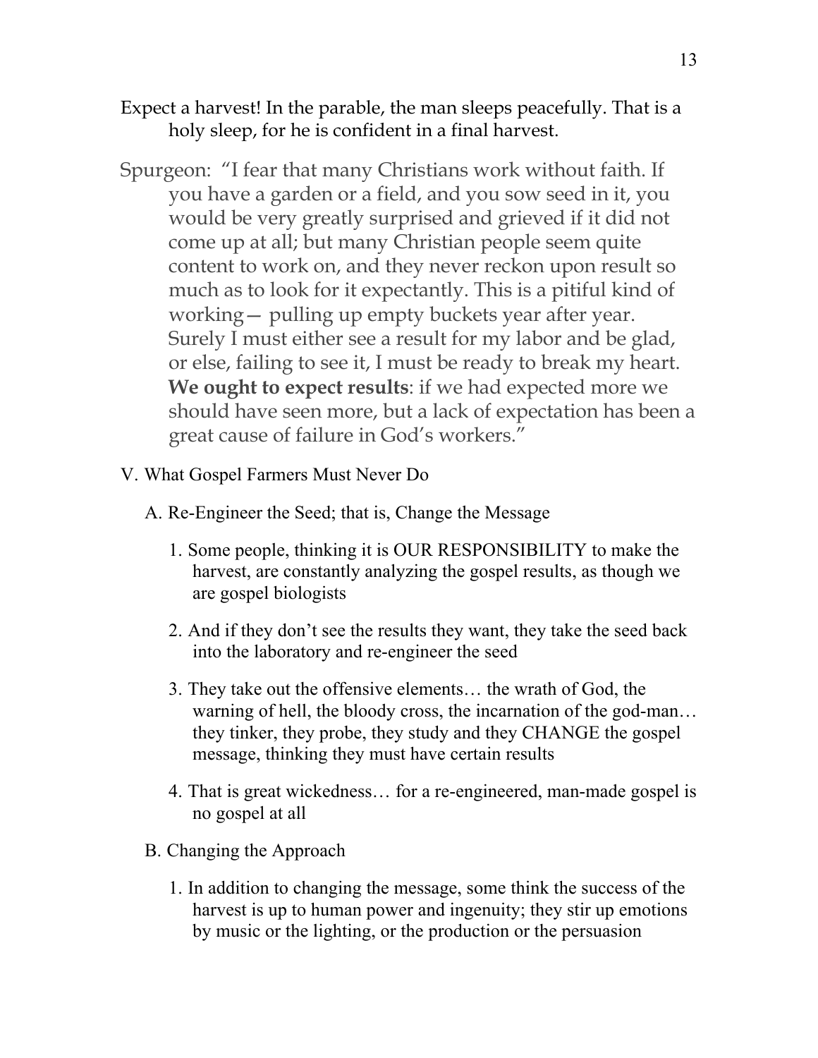Expect a harvest! In the parable, the man sleeps peacefully. That is a holy sleep, for he is confident in a final harvest.

Spurgeon: "I fear that many Christians work without faith. If you have a garden or a field, and you sow seed in it, you would be very greatly surprised and grieved if it did not come up at all; but many Christian people seem quite content to work on, and they never reckon upon result so much as to look for it expectantly. This is a pitiful kind of working— pulling up empty buckets year after year. Surely I must either see a result for my labor and be glad, or else, failing to see it, I must be ready to break my heart. **We ought to expect results**: if we had expected more we should have seen more, but a lack of expectation has been a great cause of failure in God's workers."

V. What Gospel Farmers Must Never Do

A. Re-Engineer the Seed; that is, Change the Message

1. Some people, thinking it is OUR RESPONSIBILITY to make the harvest, are constantly analyzing the gospel results, as though we are gospel biologists
2. And if they don't see the results they want, they take the seed back into the laboratory and re-engineer the seed
3. They take out the offensive elements… the wrath of God, the warning of hell, the bloody cross, the incarnation of the god-man… they tinker, they probe, they study and they CHANGE the gospel message, thinking they must have certain results
4. That is great wickedness… for a re-engineered, man-made gospel is no gospel at all

B. Changing the Approach

1. In addition to changing the message, some think the success of the harvest is up to human power and ingenuity; they stir up emotions by music or the lighting, or the production or the persuasion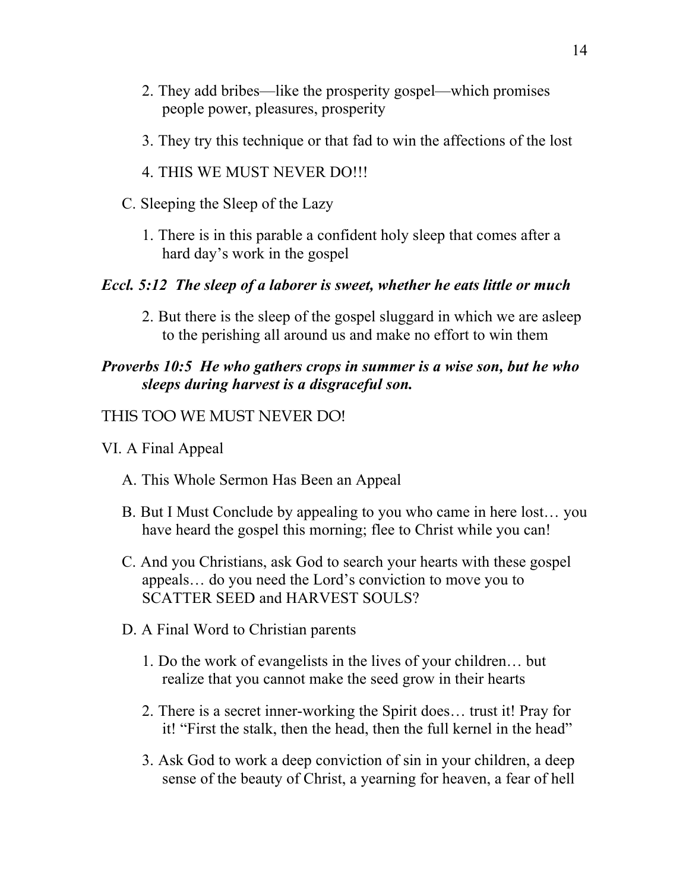2. They add bribes—like the prosperity gospel—which promises people power, pleasures, prosperity

3. They try this technique or that fad to win the affections of the lost

4. THIS WE MUST NEVER DO!!!

C. Sleeping the Sleep of the Lazy

1. There is in this parable a confident holy sleep that comes after a hard day's work in the gospel

***Eccl. 5:12 The sleep of a laborer is sweet, whether he eats little or much***

2. But there is the sleep of the gospel sluggard in which we are asleep to the perishing all around us and make no effort to win them

***Proverbs 10:5 He who gathers crops in summer is a wise son, but he who sleeps during harvest is a disgraceful son.***

THIS TOO WE MUST NEVER DO!

VI. A Final Appeal

A. This Whole Sermon Has Been an Appeal

B. But I Must Conclude by appealing to you who came in here lost… you have heard the gospel this morning; flee to Christ while you can!

C. And you Christians, ask God to search your hearts with these gospel appeals… do you need the Lord's conviction to move you to SCATTER SEED and HARVEST SOULS?

D. A Final Word to Christian parents

1. Do the work of evangelists in the lives of your children… but realize that you cannot make the seed grow in their hearts

2. There is a secret inner-working the Spirit does… trust it! Pray for it! "First the stalk, then the head, then the full kernel in the head"

3. Ask God to work a deep conviction of sin in your children, a deep sense of the beauty of Christ, a yearning for heaven, a fear of hell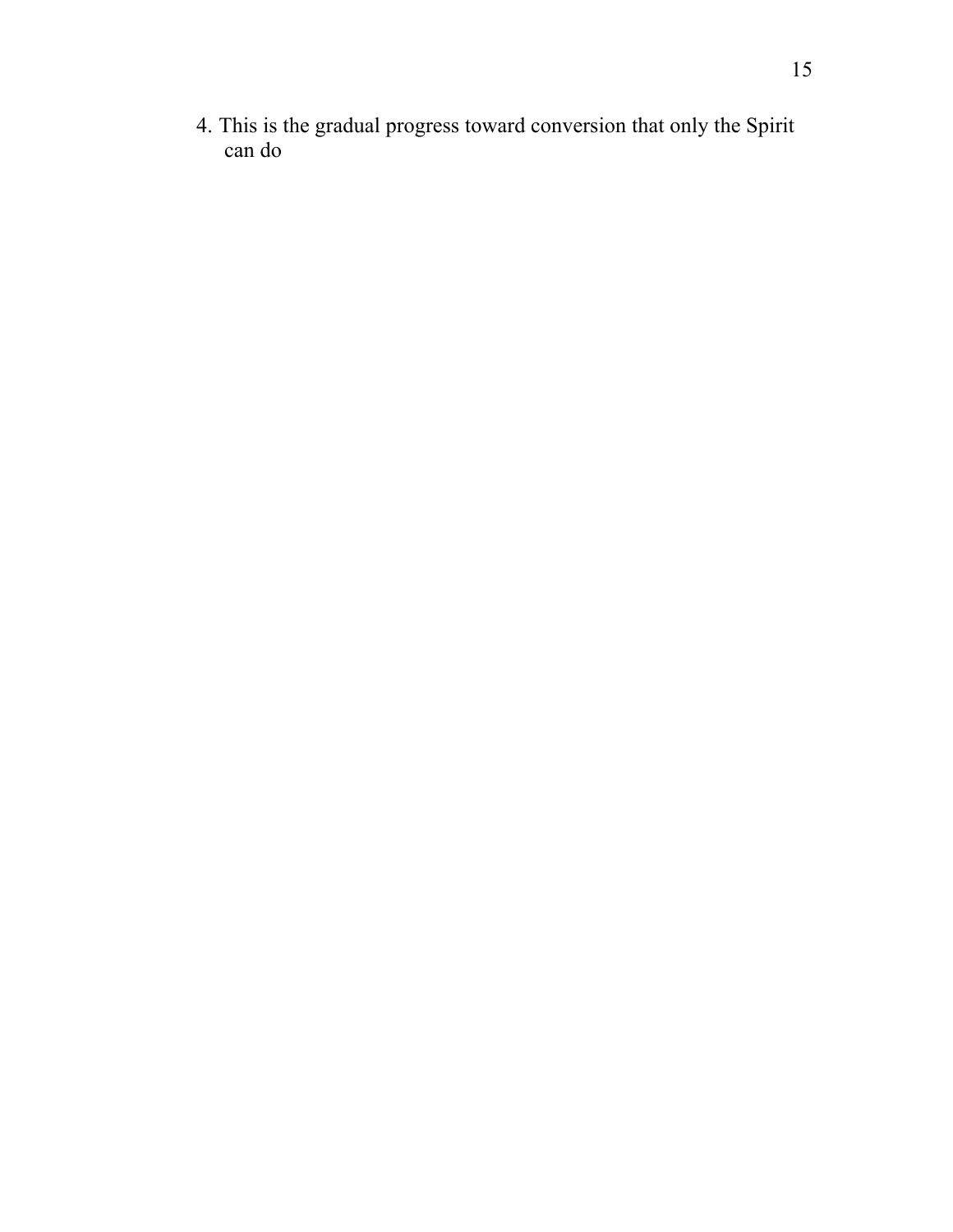4. This is the gradual progress toward conversion that only the Spirit can do